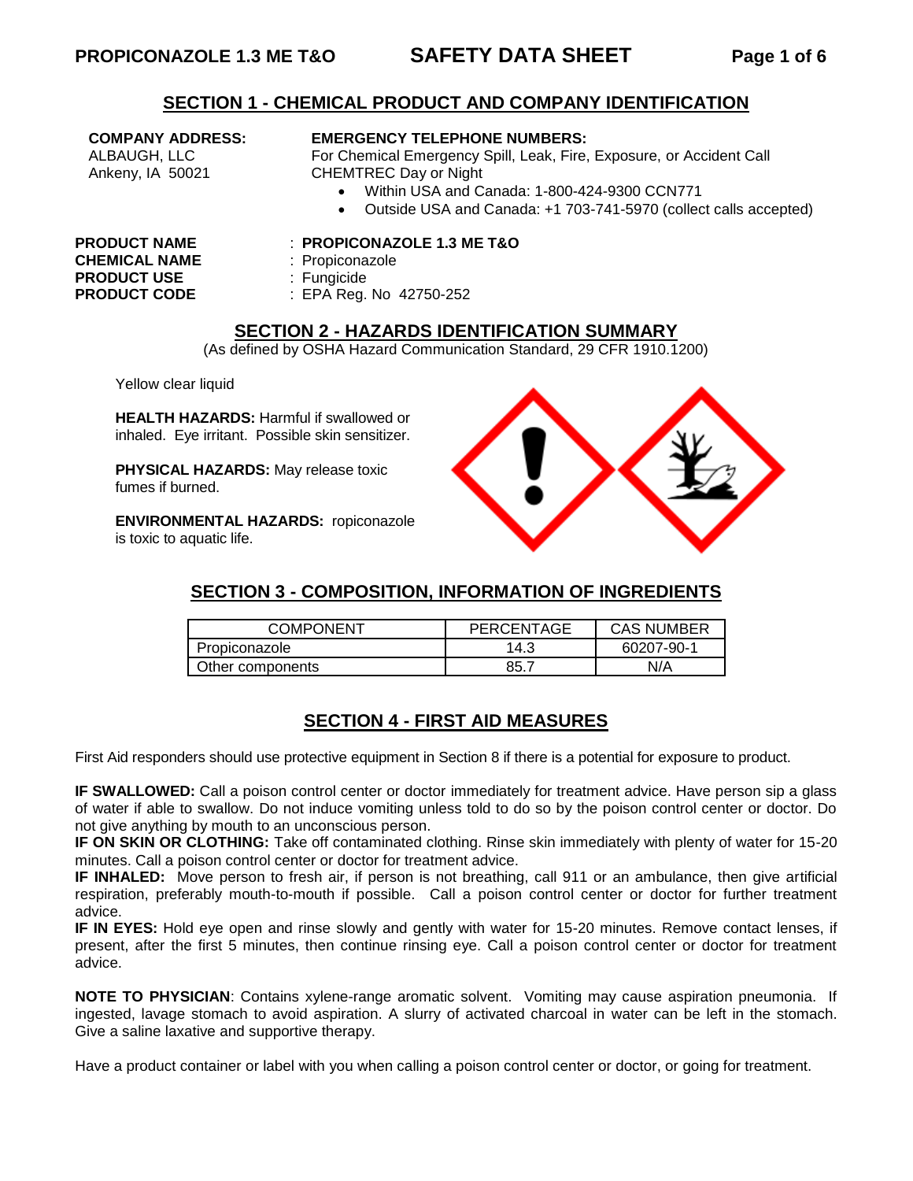## SECTION 1 - CHEMICAL PRODUCT AND COMPANY IDENTIFICATION

**COMPANY ADDRESS:**
ALBAUGH, LLC
Ankeny, IA 50021

**EMERGENCY TELEPHONE NUMBERS:**
For Chemical Emergency Spill, Leak, Fire, Exposure, or Accident Call CHEMTREC Day or Night

- Within USA and Canada: 1-800-424-9300 CCN771
- Outside USA and Canada: +1 703-741-5970 (collect calls accepted)

**PRODUCT NAME** : **PROPICONAZOLE 1.3 ME T&O**
**CHEMICAL NAME** : Propiconazole
**PRODUCT USE** : Fungicide
**PRODUCT CODE** : EPA Reg. No 42750-252

## SECTION 2 - HAZARDS IDENTIFICATION SUMMARY

(As defined by OSHA Hazard Communication Standard, 29 CFR 1910.1200)

Yellow clear liquid

**HEALTH HAZARDS:** Harmful if swallowed or inhaled. Eye irritant. Possible skin sensitizer.

**PHYSICAL HAZARDS:** May release toxic fumes if burned.

**ENVIRONMENTAL HAZARDS:** ropiconazole is toxic to aquatic life.

## SECTION 3 - COMPOSITION, INFORMATION OF INGREDIENTS

| COMPONENT | PERCENTAGE | CAS NUMBER |
|---|---|---|
| Propiconazole | 14.3 | 60207-90-1 |
| Other components | 85.7 | N/A |

## SECTION 4 - FIRST AID MEASURES

First Aid responders should use protective equipment in Section 8 if there is a potential for exposure to product.

**IF SWALLOWED:** Call a poison control center or doctor immediately for treatment advice. Have person sip a glass of water if able to swallow. Do not induce vomiting unless told to do so by the poison control center or doctor. Do not give anything by mouth to an unconscious person.
**IF ON SKIN OR CLOTHING:** Take off contaminated clothing. Rinse skin immediately with plenty of water for 15-20 minutes. Call a poison control center or doctor for treatment advice.
**IF INHALED:** Move person to fresh air, if person is not breathing, call 911 or an ambulance, then give artificial respiration, preferably mouth-to-mouth if possible. Call a poison control center or doctor for further treatment advice.
**IF IN EYES:** Hold eye open and rinse slowly and gently with water for 15-20 minutes. Remove contact lenses, if present, after the first 5 minutes, then continue rinsing eye. Call a poison control center or doctor for treatment advice.

**NOTE TO PHYSICIAN**: Contains xylene-range aromatic solvent. Vomiting may cause aspiration pneumonia. If ingested, lavage stomach to avoid aspiration. A slurry of activated charcoal in water can be left in the stomach. Give a saline laxative and supportive therapy.

Have a product container or label with you when calling a poison control center or doctor, or going for treatment.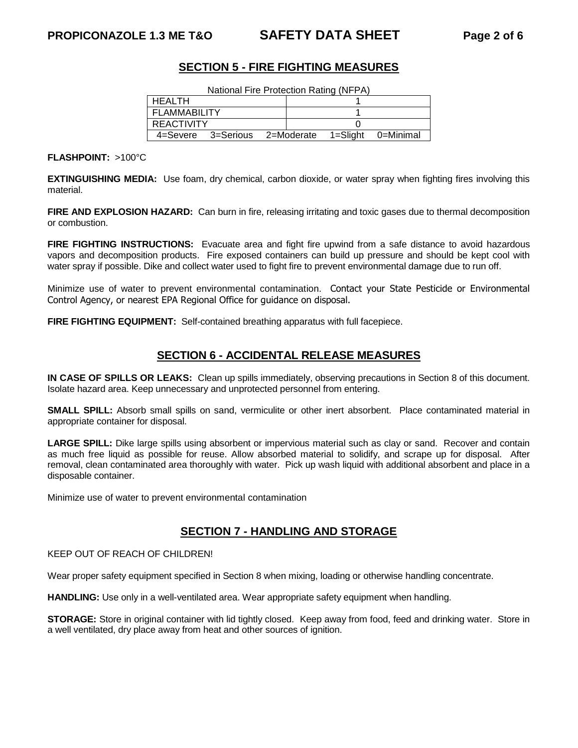## SECTION 5 - FIRE FIGHTING MEASURES

National Fire Protection Rating (NFPA)

| | |
|---|---|
| HEALTH | 1 |
| FLAMMABILITY | 1 |
| REACTIVITY | 0 |
| 4=Severe 3=Serious 2=Moderate 1=Slight 0=Minimal | |

**FLASHPOINT:** >100°C

**EXTINGUISHING MEDIA:** Use foam, dry chemical, carbon dioxide, or water spray when fighting fires involving this material.

**FIRE AND EXPLOSION HAZARD:** Can burn in fire, releasing irritating and toxic gases due to thermal decomposition or combustion.

**FIRE FIGHTING INSTRUCTIONS:** Evacuate area and fight fire upwind from a safe distance to avoid hazardous vapors and decomposition products. Fire exposed containers can build up pressure and should be kept cool with water spray if possible. Dike and collect water used to fight fire to prevent environmental damage due to run off.

Minimize use of water to prevent environmental contamination. Contact your State Pesticide or Environmental Control Agency, or nearest EPA Regional Office for guidance on disposal.

**FIRE FIGHTING EQUIPMENT:** Self-contained breathing apparatus with full facepiece.

## SECTION 6 - ACCIDENTAL RELEASE MEASURES

**IN CASE OF SPILLS OR LEAKS:** Clean up spills immediately, observing precautions in Section 8 of this document. Isolate hazard area. Keep unnecessary and unprotected personnel from entering.

**SMALL SPILL:** Absorb small spills on sand, vermiculite or other inert absorbent. Place contaminated material in appropriate container for disposal.

**LARGE SPILL:** Dike large spills using absorbent or impervious material such as clay or sand. Recover and contain as much free liquid as possible for reuse. Allow absorbed material to solidify, and scrape up for disposal. After removal, clean contaminated area thoroughly with water. Pick up wash liquid with additional absorbent and place in a disposable container.

Minimize use of water to prevent environmental contamination

## SECTION 7 - HANDLING AND STORAGE

KEEP OUT OF REACH OF CHILDREN!

Wear proper safety equipment specified in Section 8 when mixing, loading or otherwise handling concentrate.

**HANDLING:** Use only in a well-ventilated area. Wear appropriate safety equipment when handling.

**STORAGE:** Store in original container with lid tightly closed. Keep away from food, feed and drinking water. Store in a well ventilated, dry place away from heat and other sources of ignition.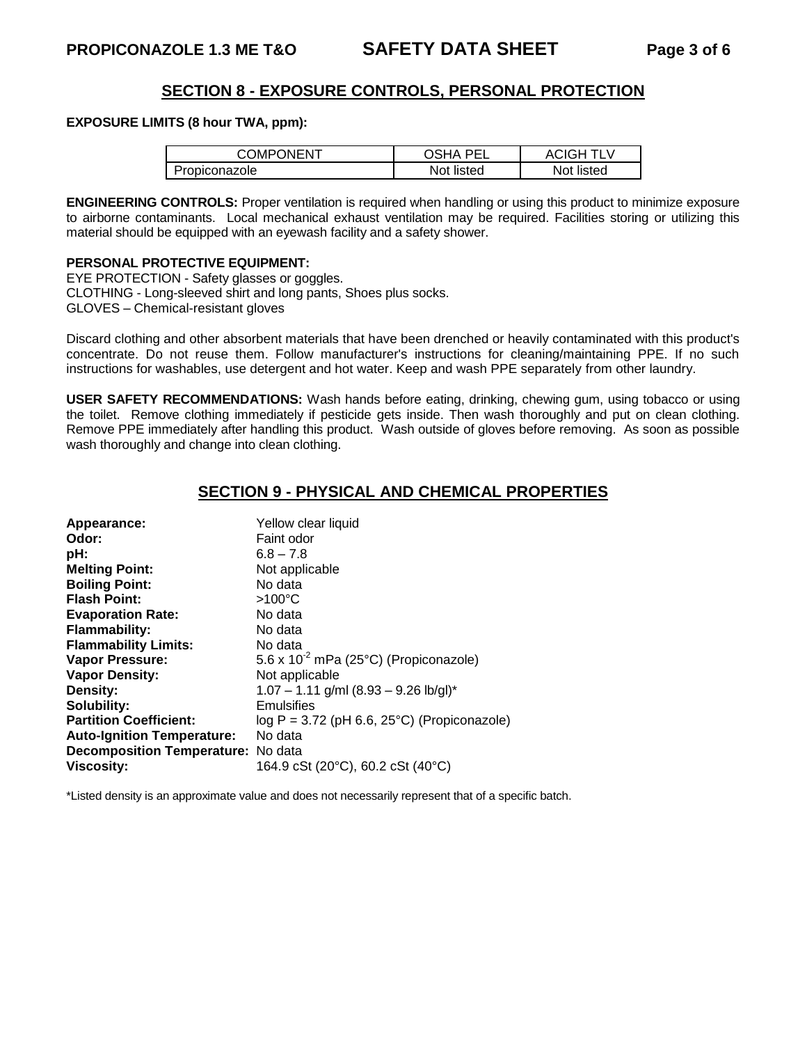## SECTION 8 - EXPOSURE CONTROLS, PERSONAL PROTECTION

**EXPOSURE LIMITS (8 hour TWA, ppm):**

| COMPONENT | OSHA PEL | ACIGH TLV |
|---|---|---|
| Propiconazole | Not listed | Not listed |

**ENGINEERING CONTROLS:** Proper ventilation is required when handling or using this product to minimize exposure to airborne contaminants. Local mechanical exhaust ventilation may be required. Facilities storing or utilizing this material should be equipped with an eyewash facility and a safety shower.

**PERSONAL PROTECTIVE EQUIPMENT:**
EYE PROTECTION - Safety glasses or goggles.
CLOTHING - Long-sleeved shirt and long pants, Shoes plus socks.
GLOVES – Chemical-resistant gloves

Discard clothing and other absorbent materials that have been drenched or heavily contaminated with this product's concentrate. Do not reuse them. Follow manufacturer's instructions for cleaning/maintaining PPE. If no such instructions for washables, use detergent and hot water. Keep and wash PPE separately from other laundry.

**USER SAFETY RECOMMENDATIONS:** Wash hands before eating, drinking, chewing gum, using tobacco or using the toilet. Remove clothing immediately if pesticide gets inside. Then wash thoroughly and put on clean clothing. Remove PPE immediately after handling this product. Wash outside of gloves before removing. As soon as possible wash thoroughly and change into clean clothing.

## SECTION 9 - PHYSICAL AND CHEMICAL PROPERTIES

**Appearance:** Yellow clear liquid
**Odor:** Faint odor
**pH:** 6.8 – 7.8
**Melting Point:** Not applicable
**Boiling Point:** No data
**Flash Point:** >100°C
**Evaporation Rate:** No data
**Flammability:** No data
**Flammability Limits:** No data
**Vapor Pressure:** 5.6 x $10^{-2}$ mPa (25°C) (Propiconazole)
**Vapor Density:** Not applicable
**Density:** 1.07 – 1.11 g/ml (8.93 – 9.26 lb/gl)*
**Solubility:** Emulsifies
**Partition Coefficient:** log P = 3.72 (pH 6.6, 25°C) (Propiconazole)
**Auto-Ignition Temperature:** No data
**Decomposition Temperature:** No data
**Viscosity:** 164.9 cSt (20°C), 60.2 cSt (40°C)

*Listed density is an approximate value and does not necessarily represent that of a specific batch.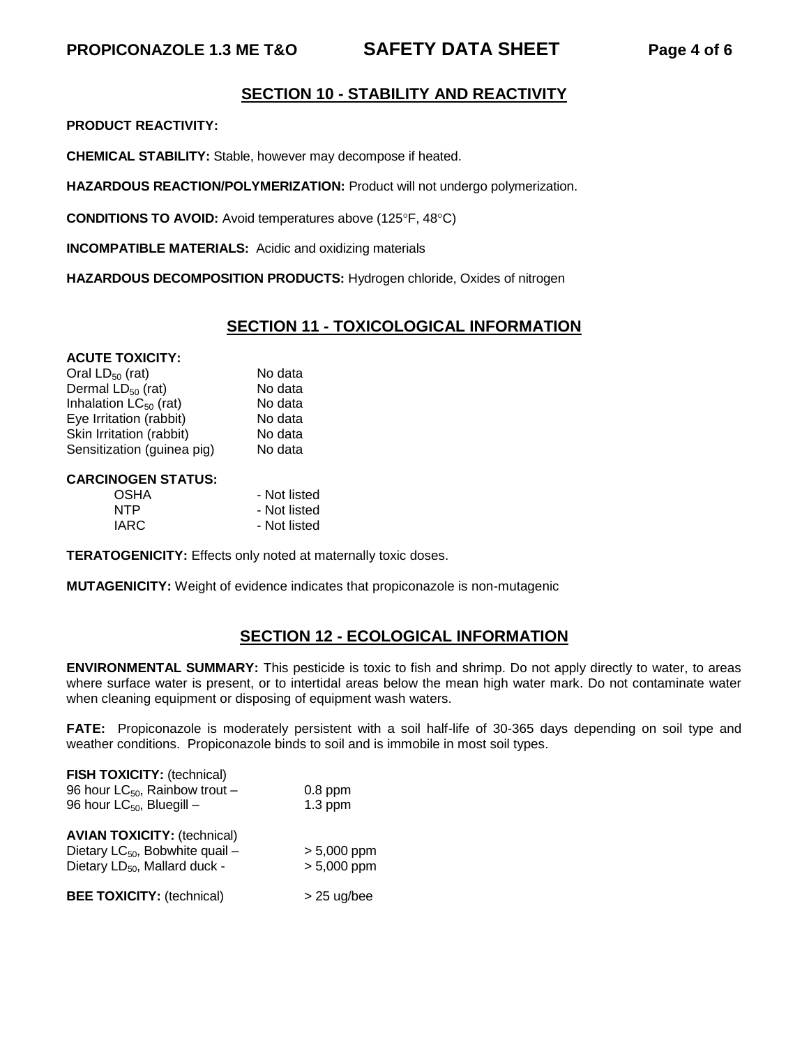## SECTION 10 - STABILITY AND REACTIVITY

**PRODUCT REACTIVITY:**

**CHEMICAL STABILITY:** Stable, however may decompose if heated.

**HAZARDOUS REACTION/POLYMERIZATION:** Product will not undergo polymerization.

**CONDITIONS TO AVOID:** Avoid temperatures above (125°F, 48°C)

**INCOMPATIBLE MATERIALS:** Acidic and oxidizing materials

**HAZARDOUS DECOMPOSITION PRODUCTS:** Hydrogen chloride, Oxides of nitrogen

## SECTION 11 - TOXICOLOGICAL INFORMATION

**ACUTE TOXICITY:**

| | |
|---|---|
| Oral $LD_{50}$ (rat) | No data |
| Dermal $LD_{50}$ (rat) | No data |
| Inhalation $LC_{50}$ (rat) | No data |
| Eye Irritation (rabbit) | No data |
| Skin Irritation (rabbit) | No data |
| Sensitization (guinea pig) | No data |

**CARCINOGEN STATUS:**

| | |
|---|---|
| OSHA | - Not listed |
| NTP | - Not listed |
| IARC | - Not listed |

**TERATOGENICITY:** Effects only noted at maternally toxic doses.

**MUTAGENICITY:** Weight of evidence indicates that propiconazole is non-mutagenic

## SECTION 12 - ECOLOGICAL INFORMATION

**ENVIRONMENTAL SUMMARY:** This pesticide is toxic to fish and shrimp. Do not apply directly to water, to areas where surface water is present, or to intertidal areas below the mean high water mark. Do not contaminate water when cleaning equipment or disposing of equipment wash waters.

**FATE:** Propiconazole is moderately persistent with a soil half-life of 30-365 days depending on soil type and weather conditions. Propiconazole binds to soil and is immobile in most soil types.

**FISH TOXICITY:** (technical)

| | |
|---|---|
| 96 hour $LC_{50}$, Rainbow trout – | 0.8 ppm |
| 96 hour $LC_{50}$, Bluegill – | 1.3 ppm |

**AVIAN TOXICITY:** (technical)

| | |
|---|---|
| Dietary $LC_{50}$, Bobwhite quail – | > 5,000 ppm |
| Dietary $LD_{50}$, Mallard duck - | > 5,000 ppm |

**BEE TOXICITY:** (technical) > 25 ug/bee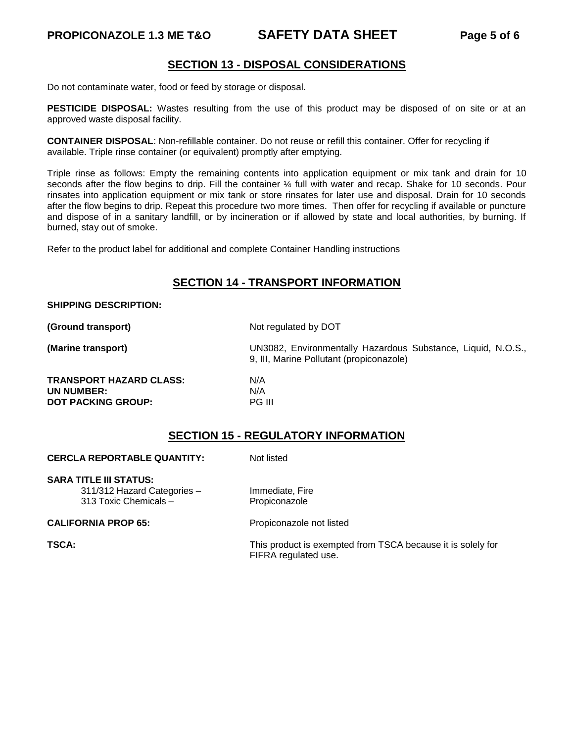## SECTION 13 - DISPOSAL CONSIDERATIONS

Do not contaminate water, food or feed by storage or disposal.

**PESTICIDE DISPOSAL:** Wastes resulting from the use of this product may be disposed of on site or at an approved waste disposal facility.

**CONTAINER DISPOSAL**: Non-refillable container. Do not reuse or refill this container. Offer for recycling if available. Triple rinse container (or equivalent) promptly after emptying.

Triple rinse as follows: Empty the remaining contents into application equipment or mix tank and drain for 10 seconds after the flow begins to drip. Fill the container ¼ full with water and recap. Shake for 10 seconds. Pour rinsates into application equipment or mix tank or store rinsates for later use and disposal. Drain for 10 seconds after the flow begins to drip. Repeat this procedure two more times. Then offer for recycling if available or puncture and dispose of in a sanitary landfill, or by incineration or if allowed by state and local authorities, by burning. If burned, stay out of smoke.

Refer to the product label for additional and complete Container Handling instructions

## SECTION 14 - TRANSPORT INFORMATION

**SHIPPING DESCRIPTION:**

| | |
|---|---|
| **(Ground transport)** | Not regulated by DOT |
| **(Marine transport)** | UN3082, Environmentally Hazardous Substance, Liquid, N.O.S., 9, III, Marine Pollutant (propiconazole) |
| **TRANSPORT HAZARD CLASS:** | N/A |
| **UN NUMBER:** | N/A |
| **DOT PACKING GROUP:** | PG III |

## SECTION 15 - REGULATORY INFORMATION

| | |
|---|---|
| **CERCLA REPORTABLE QUANTITY:** | Not listed |
| **SARA TITLE III STATUS:** | |
| 311/312 Hazard Categories – | Immediate, Fire |
| 313 Toxic Chemicals – | Propiconazole |
| **CALIFORNIA PROP 65:** | Propiconazole not listed |
| **TSCA:** | This product is exempted from TSCA because it is solely for FIFRA regulated use. |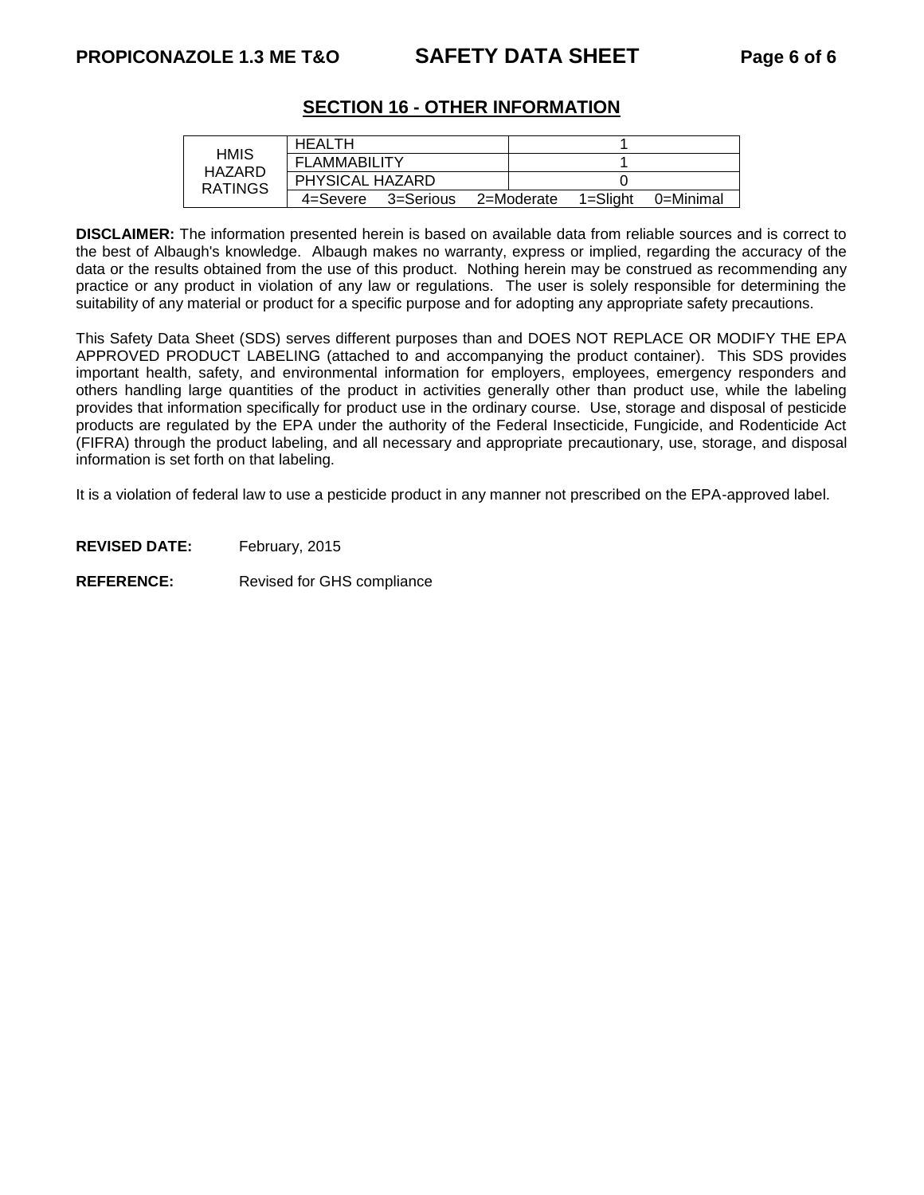## SECTION 16 - OTHER INFORMATION

| | | |
|---|---|---|
| HMIS HAZARD RATINGS | HEALTH | 1 |
| | FLAMMABILITY | 1 |
| | PHYSICAL HAZARD | 0 |
| | 4=Severe 3=Serious 2=Moderate 1=Slight 0=Minimal | |

**DISCLAIMER:** The information presented herein is based on available data from reliable sources and is correct to the best of Albaugh's knowledge. Albaugh makes no warranty, express or implied, regarding the accuracy of the data or the results obtained from the use of this product. Nothing herein may be construed as recommending any practice or any product in violation of any law or regulations. The user is solely responsible for determining the suitability of any material or product for a specific purpose and for adopting any appropriate safety precautions.

This Safety Data Sheet (SDS) serves different purposes than and DOES NOT REPLACE OR MODIFY THE EPA APPROVED PRODUCT LABELING (attached to and accompanying the product container). This SDS provides important health, safety, and environmental information for employers, employees, emergency responders and others handling large quantities of the product in activities generally other than product use, while the labeling provides that information specifically for product use in the ordinary course. Use, storage and disposal of pesticide products are regulated by the EPA under the authority of the Federal Insecticide, Fungicide, and Rodenticide Act (FIFRA) through the product labeling, and all necessary and appropriate precautionary, use, storage, and disposal information is set forth on that labeling.

It is a violation of federal law to use a pesticide product in any manner not prescribed on the EPA-approved label.

**REVISED DATE:** February, 2015

**REFERENCE:** Revised for GHS compliance